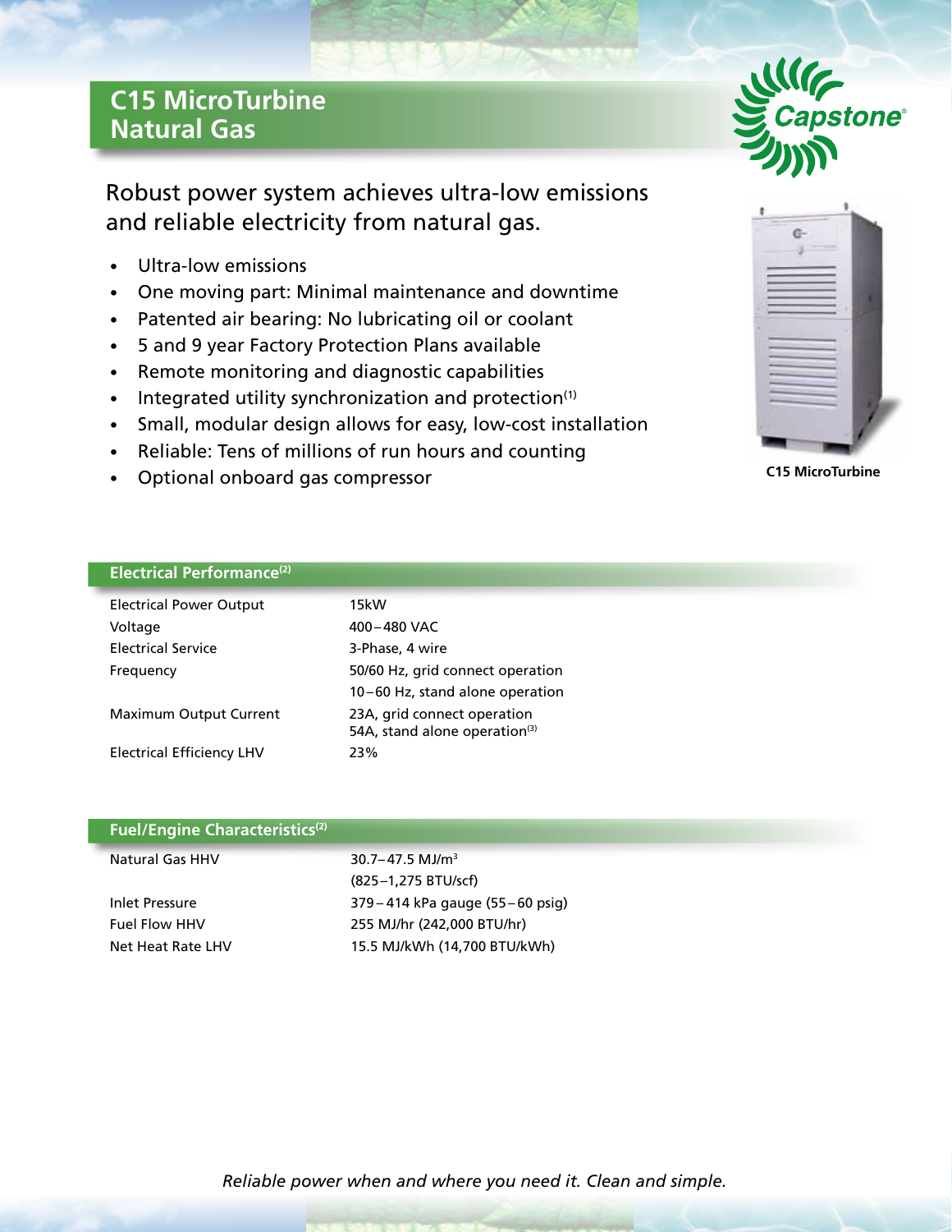# C15 MicroTurbine Natural Gas

## Robust power system achieves ultra-low emissions and reliable electricity from natural gas.

- Ultra-low emissions
- One moving part: Minimal maintenance and downtime
- Patented air bearing: No lubricating oil or coolant
- 5 and 9 year Factory Protection Plans available
- Remote monitoring and diagnostic capabilities
- Integrated utility synchronization and protection[1]
- Small, modular design allows for easy, low-cost installation
- Reliable: Tens of millions of run hours and counting
- Optional onboard gas compressor

**C15 MicroTurbine**

### Electrical Performance[2]

| | |
|---|---|
| Electrical Power Output | 15kW |
| Voltage | 400 – 480 VAC |
| Electrical Service | 3-Phase, 4 wire |
| Frequency | 50/60 Hz, grid connect operation<br>10 – 60 Hz, stand alone operation |
| Maximum Output Current | 23A, grid connect operation<br>54A, stand alone operation[3] |
| Electrical Efficiency LHV | 23% |

### Fuel/Engine Characteristics[2]

| | |
|---|---|
| Natural Gas HHV | 30.7 – 47.5 MJ/m$^3$<br>(825 – 1,275 BTU/scf) |
| Inlet Pressure | 379 – 414 kPa gauge (55 – 60 psig) |
| Fuel Flow HHV | 255 MJ/hr (242,000 BTU/hr) |
| Net Heat Rate LHV | 15.5 MJ/kWh (14,700 BTU/kWh) |

*Reliable power when and where you need it. Clean and simple.*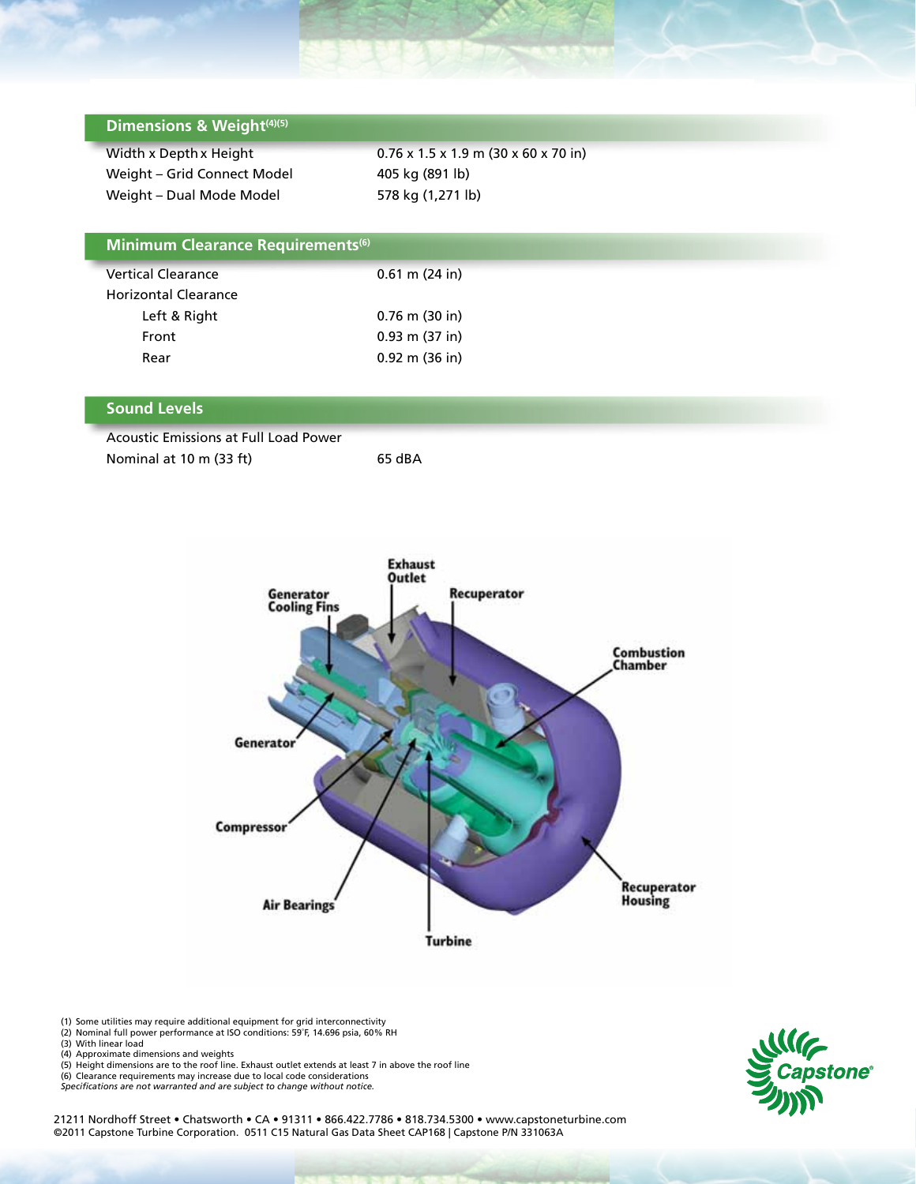## Dimensions & Weight[4][5]

| | |
|---|---|
| Width x Depth x Height | 0.76 x 1.5 x 1.9 m (30 x 60 x 70 in) |
| Weight – Grid Connect Model | 405 kg (891 lb) |
| Weight – Dual Mode Model | 578 kg (1,271 lb) |

## Minimum Clearance Requirements[6]

| | |
|---|---|
| Vertical Clearance | 0.61 m (24 in) |
| Horizontal Clearance | |
| Left & Right | 0.76 m (30 in) |
| Front | 0.93 m (37 in) |
| Rear | 0.92 m (36 in) |

## Sound Levels

| | |
|---|---|
| Acoustic Emissions at Full Load Power | |
| Nominal at 10 m (33 ft) | 65 dBA |

Exhaust Outlet
Generator Cooling Fins
Recuperator
Combustion Chamber
Generator
Compressor
Air Bearings
Turbine
Recuperator Housing

(1) Some utilities may require additional equipment for grid interconnectivity
(2) Nominal full power performance at ISO conditions: 59°F, 14.696 psia, 60% RH
(3) With linear load
(4) Approximate dimensions and weights
(5) Height dimensions are to the roof line. Exhaust outlet extends at least 7 in above the roof line
(6) Clearance requirements may increase due to local code considerations

*Specifications are not warranted and are subject to change without notice.*

21211 Nordhoff Street • Chatsworth • CA • 91311 • 866.422.7786 • 818.734.5300 • www.capstoneturbine.com
©2011 Capstone Turbine Corporation. 0511 C15 Natural Gas Data Sheet CAP168 | Capstone P/N 331063A